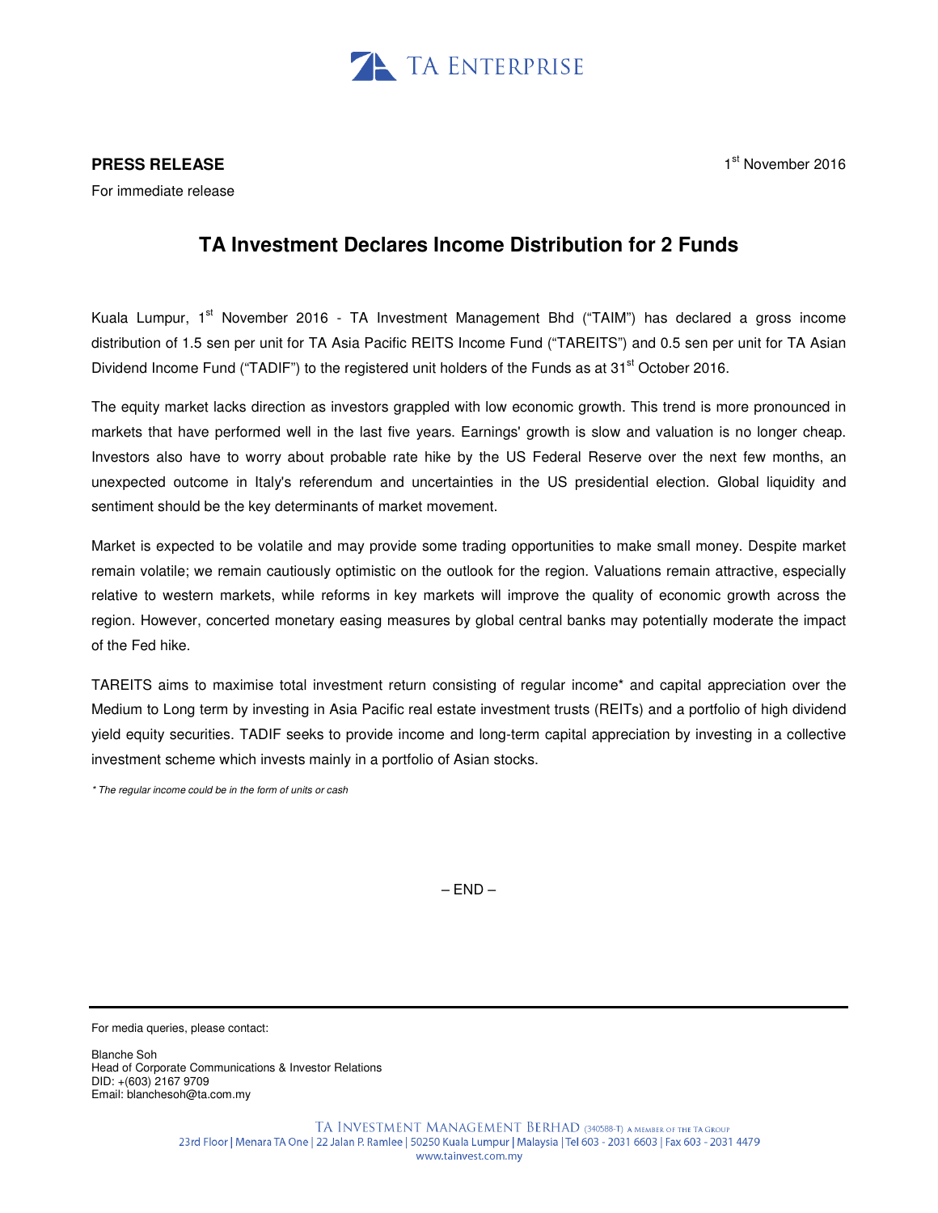TA ENTERPRISE

**PRESS RELEASE**

For immediate release

1st November 2016

## TA Investment Declares Income Distribution for 2 Funds

Kuala Lumpur, 1st November 2016 - TA Investment Management Bhd ("TAIM") has declared a gross income distribution of 1.5 sen per unit for TA Asia Pacific REITS Income Fund ("TAREITS") and 0.5 sen per unit for TA Asian Dividend Income Fund ("TADIF") to the registered unit holders of the Funds as at 31st October 2016.

The equity market lacks direction as investors grappled with low economic growth. This trend is more pronounced in markets that have performed well in the last five years. Earnings' growth is slow and valuation is no longer cheap. Investors also have to worry about probable rate hike by the US Federal Reserve over the next few months, an unexpected outcome in Italy's referendum and uncertainties in the US presidential election. Global liquidity and sentiment should be the key determinants of market movement.

Market is expected to be volatile and may provide some trading opportunities to make small money. Despite market remain volatile; we remain cautiously optimistic on the outlook for the region. Valuations remain attractive, especially relative to western markets, while reforms in key markets will improve the quality of economic growth across the region. However, concerted monetary easing measures by global central banks may potentially moderate the impact of the Fed hike.

TAREITS aims to maximise total investment return consisting of regular income* and capital appreciation over the Medium to Long term by investing in Asia Pacific real estate investment trusts (REITs) and a portfolio of high dividend yield equity securities. TADIF seeks to provide income and long-term capital appreciation by investing in a collective investment scheme which invests mainly in a portfolio of Asian stocks.

*\* The regular income could be in the form of units or cash*

– END –

---

For media queries, please contact:

Blanche Soh
Head of Corporate Communications & Investor Relations
DID: +(603) 2167 9709
Email: blanchesoh@ta.com.my

TA INVESTMENT MANAGEMENT BERHAD (340588-T) A MEMBER OF THE TA GROUP
23rd Floor | Menara TA One | 22 Jalan P. Ramlee | 50250 Kuala Lumpur | Malaysia | Tel 603 - 2031 6603 | Fax 603 - 2031 4479
www.tainvest.com.my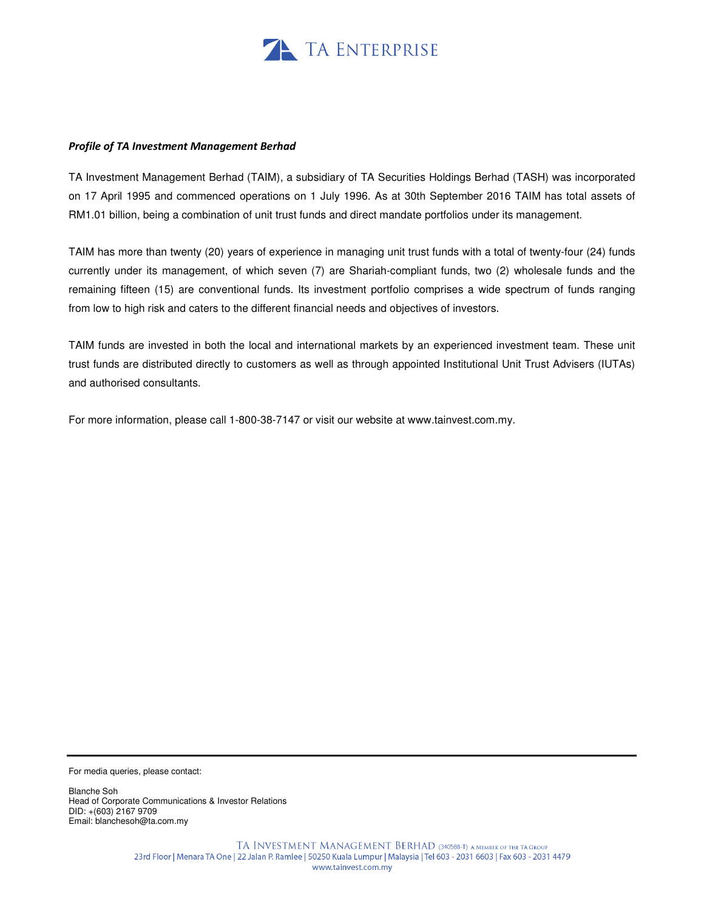***Profile of TA Investment Management Berhad***

TA Investment Management Berhad (TAIM), a subsidiary of TA Securities Holdings Berhad (TASH) was incorporated on 17 April 1995 and commenced operations on 1 July 1996. As at 30th September 2016 TAIM has total assets of RM1.01 billion, being a combination of unit trust funds and direct mandate portfolios under its management.

TAIM has more than twenty (20) years of experience in managing unit trust funds with a total of twenty-four (24) funds currently under its management, of which seven (7) are Shariah-compliant funds, two (2) wholesale funds and the remaining fifteen (15) are conventional funds. Its investment portfolio comprises a wide spectrum of funds ranging from low to high risk and caters to the different financial needs and objectives of investors.

TAIM funds are invested in both the local and international markets by an experienced investment team. These unit trust funds are distributed directly to customers as well as through appointed Institutional Unit Trust Advisers (IUTAs) and authorised consultants.

For more information, please call 1-800-38-7147 or visit our website at www.tainvest.com.my.

---

For media queries, please contact:

Blanche Soh
Head of Corporate Communications & Investor Relations
DID: +(603) 2167 9709
Email: blanchesoh@ta.com.my

TA INVESTMENT MANAGEMENT BERHAD (340588-T) A MEMBER OF THE TA GROUP
23rd Floor | Menara TA One | 22 Jalan P. Ramlee | 50250 Kuala Lumpur | Malaysia | Tel 603 - 2031 6603 | Fax 603 - 2031 4479
www.tainvest.com.my